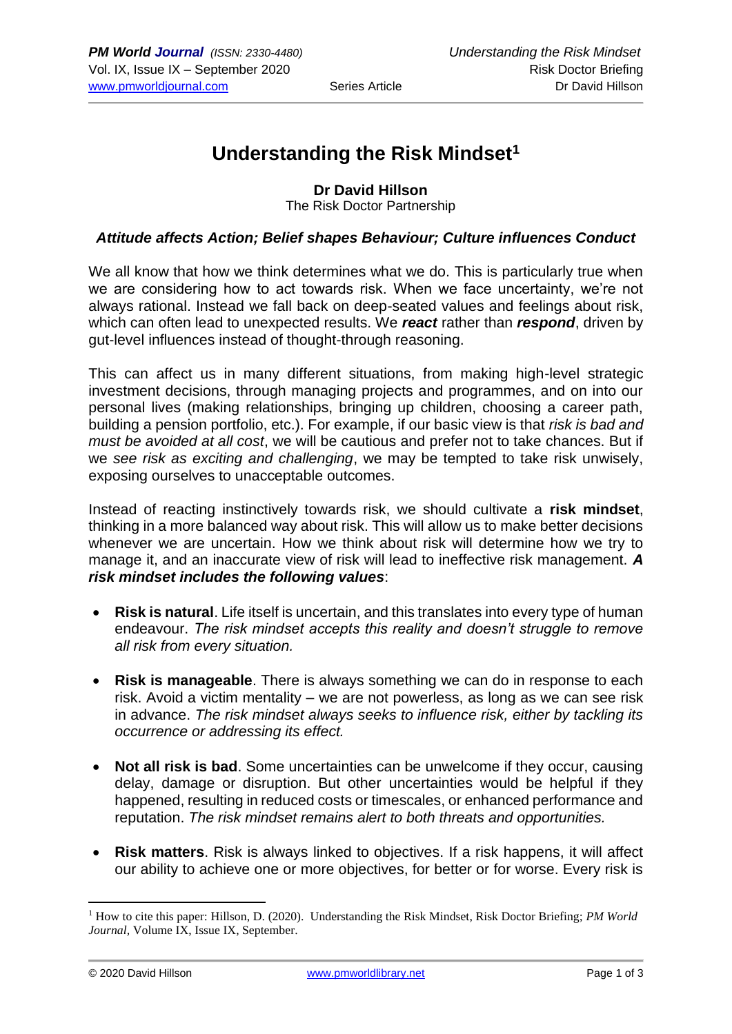# Understanding the Risk Mindset[1]

**Dr David Hillson**
The Risk Doctor Partnership

***Attitude affects Action; Belief shapes Behaviour; Culture influences Conduct***

We all know that how we think determines what we do. This is particularly true when we are considering how to act towards risk. When we face uncertainty, we're not always rational. Instead we fall back on deep-seated values and feelings about risk, which can often lead to unexpected results. We ***react*** rather than ***respond***, driven by gut-level influences instead of thought-through reasoning.

This can affect us in many different situations, from making high-level strategic investment decisions, through managing projects and programmes, and on into our personal lives (making relationships, bringing up children, choosing a career path, building a pension portfolio, etc.). For example, if our basic view is that *risk is bad and must be avoided at all cost*, we will be cautious and prefer not to take chances. But if we *see risk as exciting and challenging*, we may be tempted to take risk unwisely, exposing ourselves to unacceptable outcomes.

Instead of reacting instinctively towards risk, we should cultivate a **risk mindset**, thinking in a more balanced way about risk. This will allow us to make better decisions whenever we are uncertain. How we think about risk will determine how we try to manage it, and an inaccurate view of risk will lead to ineffective risk management. ***A risk mindset includes the following values***:

- **Risk is natural**. Life itself is uncertain, and this translates into every type of human endeavour. *The risk mindset accepts this reality and doesn't struggle to remove all risk from every situation.*

- **Risk is manageable**. There is always something we can do in response to each risk. Avoid a victim mentality – we are not powerless, as long as we can see risk in advance. *The risk mindset always seeks to influence risk, either by tackling its occurrence or addressing its effect.*

- **Not all risk is bad**. Some uncertainties can be unwelcome if they occur, causing delay, damage or disruption. But other uncertainties would be helpful if they happened, resulting in reduced costs or timescales, or enhanced performance and reputation. *The risk mindset remains alert to both threats and opportunities.*

- **Risk matters**. Risk is always linked to objectives. If a risk happens, it will affect our ability to achieve one or more objectives, for better or for worse. Every risk is

---

[1] How to cite this paper: Hillson, D. (2020). Understanding the Risk Mindset, Risk Doctor Briefing; *PM World Journal*, Volume IX, Issue IX, September.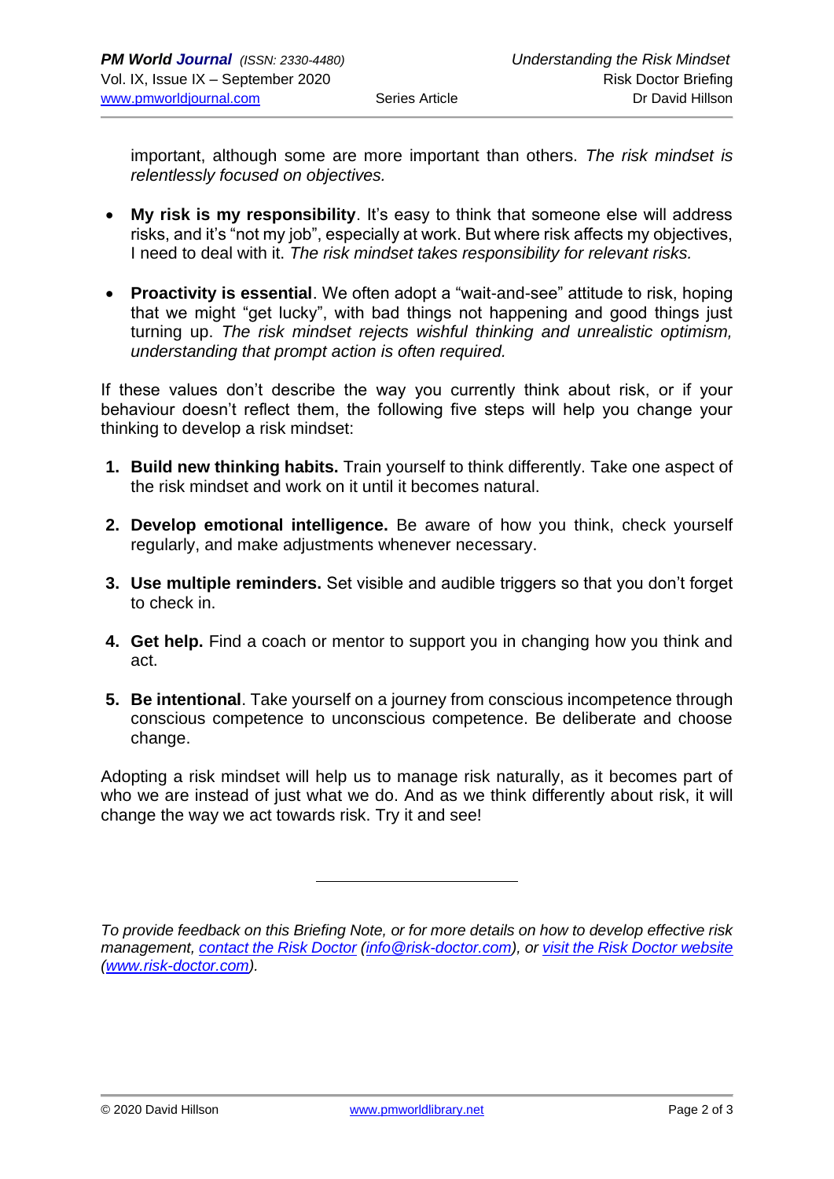important, although some are more important than others. *The risk mindset is relentlessly focused on objectives.*

- **My risk is my responsibility**. It's easy to think that someone else will address risks, and it's "not my job", especially at work. But where risk affects my objectives, I need to deal with it. *The risk mindset takes responsibility for relevant risks.*

- **Proactivity is essential**. We often adopt a "wait-and-see" attitude to risk, hoping that we might "get lucky", with bad things not happening and good things just turning up. *The risk mindset rejects wishful thinking and unrealistic optimism, understanding that prompt action is often required.*

If these values don't describe the way you currently think about risk, or if your behaviour doesn't reflect them, the following five steps will help you change your thinking to develop a risk mindset:

1. **Build new thinking habits.** Train yourself to think differently. Take one aspect of the risk mindset and work on it until it becomes natural.

2. **Develop emotional intelligence.** Be aware of how you think, check yourself regularly, and make adjustments whenever necessary.

3. **Use multiple reminders.** Set visible and audible triggers so that you don't forget to check in.

4. **Get help.** Find a coach or mentor to support you in changing how you think and act.

5. **Be intentional**. Take yourself on a journey from conscious incompetence through conscious competence to unconscious competence. Be deliberate and choose change.

Adopting a risk mindset will help us to manage risk naturally, as it becomes part of who we are instead of just what we do. And as we think differently about risk, it will change the way we act towards risk. Try it and see!

---

*To provide feedback on this Briefing Note, or for more details on how to develop effective risk management, contact the Risk Doctor (info@risk-doctor.com), or visit the Risk Doctor website (www.risk-doctor.com).*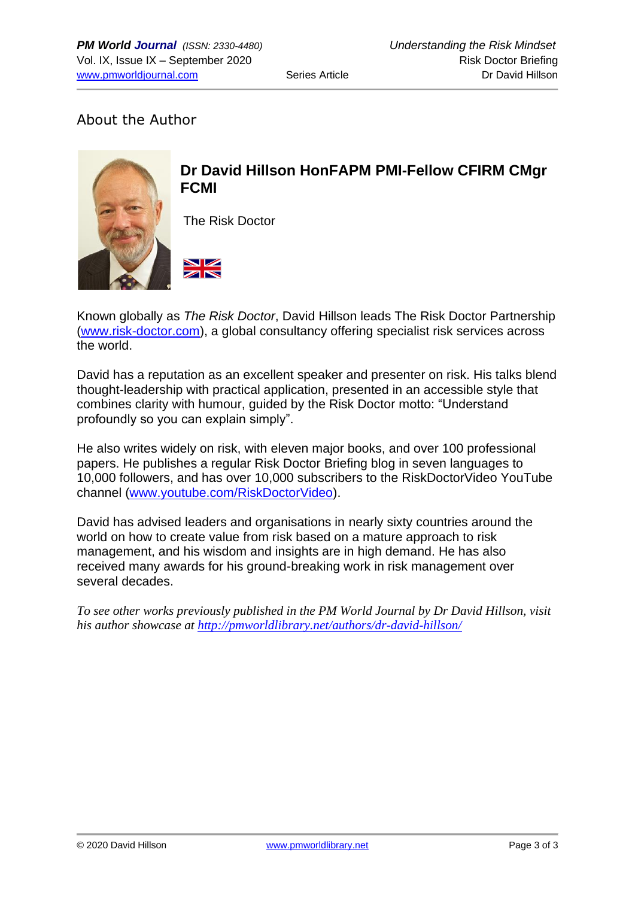## About the Author

### Dr David Hillson HonFAPM PMI-Fellow CFIRM CMgr FCMI

The Risk Doctor

Known globally as *The Risk Doctor*, David Hillson leads The Risk Doctor Partnership (www.risk-doctor.com), a global consultancy offering specialist risk services across the world.

David has a reputation as an excellent speaker and presenter on risk. His talks blend thought-leadership with practical application, presented in an accessible style that combines clarity with humour, guided by the Risk Doctor motto: "Understand profoundly so you can explain simply".

He also writes widely on risk, with eleven major books, and over 100 professional papers. He publishes a regular Risk Doctor Briefing blog in seven languages to 10,000 followers, and has over 10,000 subscribers to the RiskDoctorVideo YouTube channel (www.youtube.com/RiskDoctorVideo).

David has advised leaders and organisations in nearly sixty countries around the world on how to create value from risk based on a mature approach to risk management, and his wisdom and insights are in high demand. He has also received many awards for his ground-breaking work in risk management over several decades.

*To see other works previously published in the PM World Journal by Dr David Hillson, visit his author showcase at http://pmworldlibrary.net/authors/dr-david-hillson/*